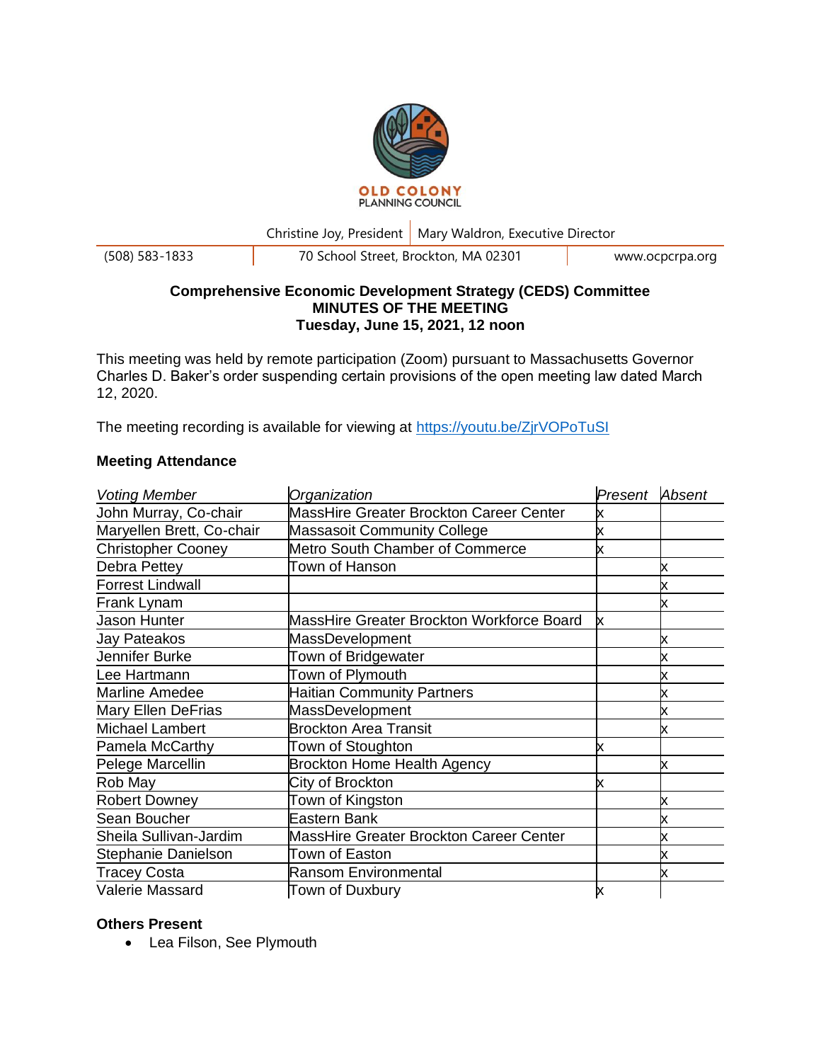OLD COLONY PLANNING COUNCIL

Christine Joy, President | Mary Waldron, Executive Director

(508) 583-1833 | 70 School Street, Brockton, MA 02301 | www.ocpcrpa.org

**Comprehensive Economic Development Strategy (CEDS) Committee**
**MINUTES OF THE MEETING**
**Tuesday, June 15, 2021, 12 noon**

This meeting was held by remote participation (Zoom) pursuant to Massachusetts Governor Charles D. Baker's order suspending certain provisions of the open meeting law dated March 12, 2020.

The meeting recording is available for viewing at [https://youtu.be/ZjrVOPoTuSI](https://youtu.be/ZjrVOPoTuSI)

### Meeting Attendance

| *Voting Member* | *Organization* | *Present* | *Absent* |
|---|---|---|---|
| John Murray, Co-chair | MassHire Greater Brockton Career Center | x | |
| Maryellen Brett, Co-chair | Massasoit Community College | x | |
| Christopher Cooney | Metro South Chamber of Commerce | x | |
| Debra Pettey | Town of Hanson | | x |
| Forrest Lindwall | | | x |
| Frank Lynam | | | x |
| Jason Hunter | MassHire Greater Brockton Workforce Board | x | |
| Jay Pateakos | MassDevelopment | | x |
| Jennifer Burke | Town of Bridgewater | | x |
| Lee Hartmann | Town of Plymouth | | x |
| Marline Amedee | Haitian Community Partners | | x |
| Mary Ellen DeFrias | MassDevelopment | | x |
| Michael Lambert | Brockton Area Transit | | x |
| Pamela McCarthy | Town of Stoughton | x | |
| Pelege Marcellin | Brockton Home Health Agency | | x |
| Rob May | City of Brockton | x | |
| Robert Downey | Town of Kingston | | x |
| Sean Boucher | Eastern Bank | | x |
| Sheila Sullivan-Jardim | MassHire Greater Brockton Career Center | | x |
| Stephanie Danielson | Town of Easton | | x |
| Tracey Costa | Ransom Environmental | | x |
| Valerie Massard | Town of Duxbury | x | |

### Others Present

- Lea Filson, See Plymouth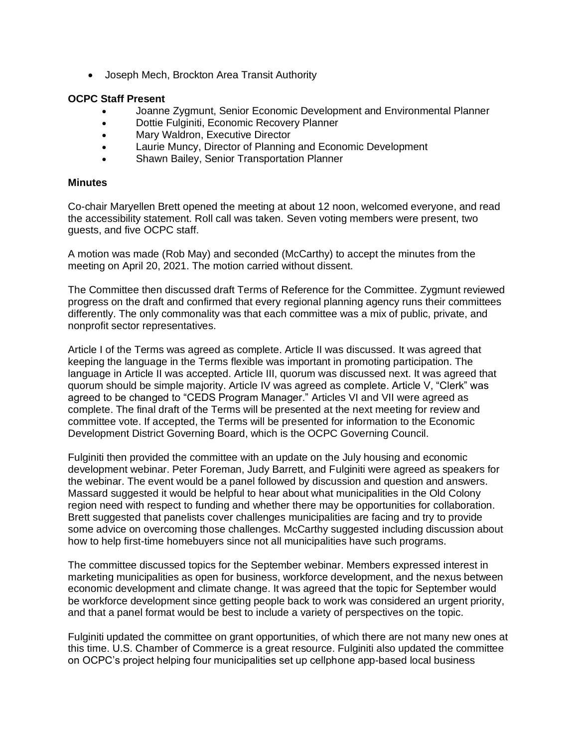- Joseph Mech, Brockton Area Transit Authority

**OCPC Staff Present**

- Joanne Zygmunt, Senior Economic Development and Environmental Planner
- Dottie Fulginiti, Economic Recovery Planner
- Mary Waldron, Executive Director
- Laurie Muncy, Director of Planning and Economic Development
- Shawn Bailey, Senior Transportation Planner

**Minutes**

Co-chair Maryellen Brett opened the meeting at about 12 noon, welcomed everyone, and read the accessibility statement. Roll call was taken. Seven voting members were present, two guests, and five OCPC staff.

A motion was made (Rob May) and seconded (McCarthy) to accept the minutes from the meeting on April 20, 2021. The motion carried without dissent.

The Committee then discussed draft Terms of Reference for the Committee. Zygmunt reviewed progress on the draft and confirmed that every regional planning agency runs their committees differently. The only commonality was that each committee was a mix of public, private, and nonprofit sector representatives.

Article I of the Terms was agreed as complete. Article II was discussed. It was agreed that keeping the language in the Terms flexible was important in promoting participation. The language in Article II was accepted. Article III, quorum was discussed next. It was agreed that quorum should be simple majority. Article IV was agreed as complete. Article V, "Clerk" was agreed to be changed to "CEDS Program Manager." Articles VI and VII were agreed as complete. The final draft of the Terms will be presented at the next meeting for review and committee vote. If accepted, the Terms will be presented for information to the Economic Development District Governing Board, which is the OCPC Governing Council.

Fulginiti then provided the committee with an update on the July housing and economic development webinar. Peter Foreman, Judy Barrett, and Fulginiti were agreed as speakers for the webinar. The event would be a panel followed by discussion and question and answers. Massard suggested it would be helpful to hear about what municipalities in the Old Colony region need with respect to funding and whether there may be opportunities for collaboration. Brett suggested that panelists cover challenges municipalities are facing and try to provide some advice on overcoming those challenges. McCarthy suggested including discussion about how to help first-time homebuyers since not all municipalities have such programs.

The committee discussed topics for the September webinar. Members expressed interest in marketing municipalities as open for business, workforce development, and the nexus between economic development and climate change. It was agreed that the topic for September would be workforce development since getting people back to work was considered an urgent priority, and that a panel format would be best to include a variety of perspectives on the topic.

Fulginiti updated the committee on grant opportunities, of which there are not many new ones at this time. U.S. Chamber of Commerce is a great resource. Fulginiti also updated the committee on OCPC's project helping four municipalities set up cellphone app-based local business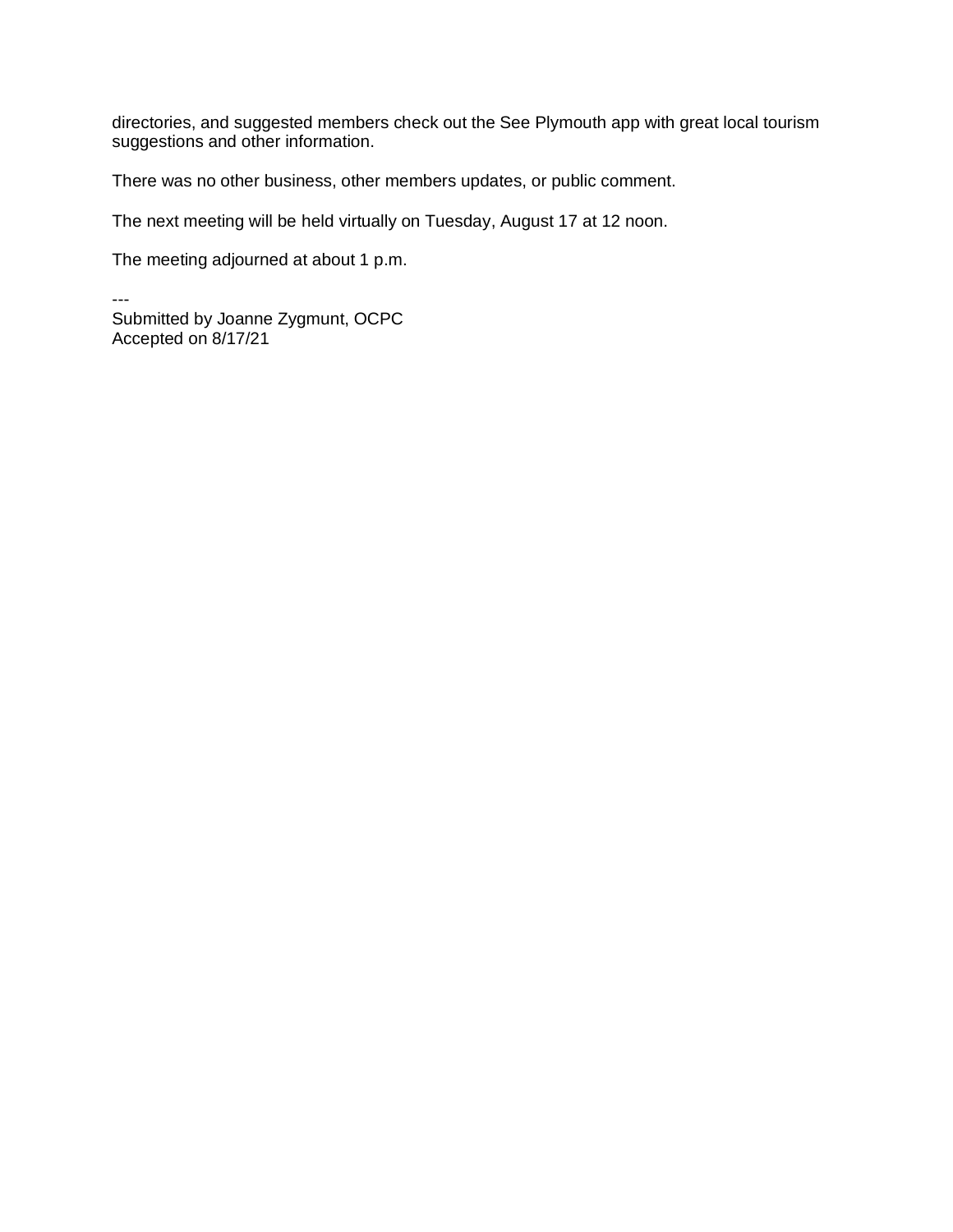directories, and suggested members check out the See Plymouth app with great local tourism suggestions and other information.

There was no other business, other members updates, or public comment.

The next meeting will be held virtually on Tuesday, August 17 at 12 noon.

The meeting adjourned at about 1 p.m.

---

Submitted by Joanne Zygmunt, OCPC
Accepted on 8/17/21